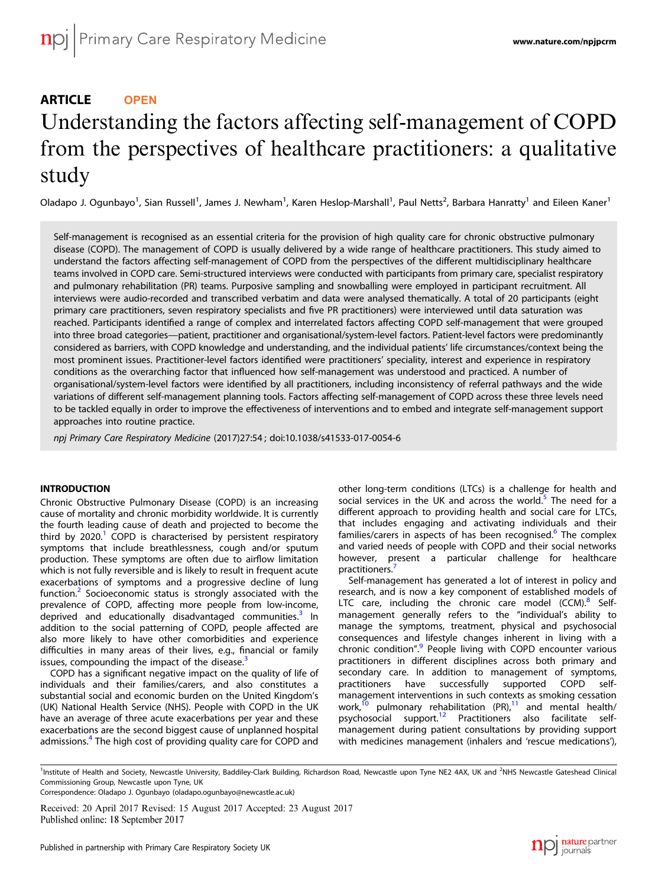ARTICLE OPEN

# Understanding the factors affecting self-management of COPD from the perspectives of healthcare practitioners: a qualitative study

Oladapo J. Ogunbayo[1], Sian Russell[1], James J. Newham[1], Karen Heslop-Marshall[1], Paul Netts[2], Barbara Hanratty[1] and Eileen Kaner[1]

Self-management is recognised as an essential criteria for the provision of high quality care for chronic obstructive pulmonary disease (COPD). The management of COPD is usually delivered by a wide range of healthcare practitioners. This study aimed to understand the factors affecting self-management of COPD from the perspectives of the different multidisciplinary healthcare teams involved in COPD care. Semi-structured interviews were conducted with participants from primary care, specialist respiratory and pulmonary rehabilitation (PR) teams. Purposive sampling and snowballing were employed in participant recruitment. All interviews were audio-recorded and transcribed verbatim and data were analysed thematically. A total of 20 participants (eight primary care practitioners, seven respiratory specialists and five PR practitioners) were interviewed until data saturation was reached. Participants identified a range of complex and interrelated factors affecting COPD self-management that were grouped into three broad categories—patient, practitioner and organisational/system-level factors. Patient-level factors were predominantly considered as barriers, with COPD knowledge and understanding, and the individual patients' life circumstances/context being the most prominent issues. Practitioner-level factors identified were practitioners' speciality, interest and experience in respiratory conditions as the overarching factor that influenced how self-management was understood and practiced. A number of organisational/system-level factors were identified by all practitioners, including inconsistency of referral pathways and the wide variations of different self-management planning tools. Factors affecting self-management of COPD across these three levels need to be tackled equally in order to improve the effectiveness of interventions and to embed and integrate self-management support approaches into routine practice.

*npj Primary Care Respiratory Medicine* (2017)27:54 ; doi:10.1038/s41533-017-0054-6

## INTRODUCTION

Chronic Obstructive Pulmonary Disease (COPD) is an increasing cause of mortality and chronic morbidity worldwide. It is currently the fourth leading cause of death and projected to become the third by 2020.[1] COPD is characterised by persistent respiratory symptoms that include breathlessness, cough and/or sputum production. These symptoms are often due to airflow limitation which is not fully reversible and is likely to result in frequent acute exacerbations of symptoms and a progressive decline of lung function.[2] Socioeconomic status is strongly associated with the prevalence of COPD, affecting more people from low-income, deprived and educationally disadvantaged communities.[3] In addition to the social patterning of COPD, people affected are also more likely to have other comorbidities and experience difficulties in many areas of their lives, e.g., financial or family issues, compounding the impact of the disease.[3]

COPD has a significant negative impact on the quality of life of individuals and their families/carers, and also constitutes a substantial social and economic burden on the United Kingdom's (UK) National Health Service (NHS). People with COPD in the UK have an average of three acute exacerbations per year and these exacerbations are the second biggest cause of unplanned hospital admissions.[4] The high cost of providing quality care for COPD and other long-term conditions (LTCs) is a challenge for health and social services in the UK and across the world.[5] The need for a different approach to providing health and social care for LTCs, that includes engaging and activating individuals and their families/carers in aspects of has been recognised.[6] The complex and varied needs of people with COPD and their social networks however, present a particular challenge for healthcare practitioners.[7]

Self-management has generated a lot of interest in policy and research, and is now a key component of established models of LTC care, including the chronic care model (CCM).[8] Self-management generally refers to the "individual's ability to manage the symptoms, treatment, physical and psychosocial consequences and lifestyle changes inherent in living with a chronic condition".[9] People living with COPD encounter various practitioners in different disciplines across both primary and secondary care. In addition to management of symptoms, practitioners have successfully supported COPD self-management interventions in such contexts as smoking cessation work,[10] pulmonary rehabilitation (PR),[11] and mental health/psychosocial support.[12] Practitioners also facilitate self-management during patient consultations by providing support with medicines management (inhalers and 'rescue medications'),

[1]Institute of Health and Society, Newcastle University, Baddiley-Clark Building, Richardson Road, Newcastle upon Tyne NE2 4AX, UK and [2]NHS Newcastle Gateshead Clinical Commissioning Group, Newcastle upon Tyne, UK
Correspondence: Oladapo J. Ogunbayo (oladapo.ogunbayo@newcastle.ac.uk)

Received: 20 April 2017 Revised: 15 August 2017 Accepted: 23 August 2017
Published online: 18 September 2017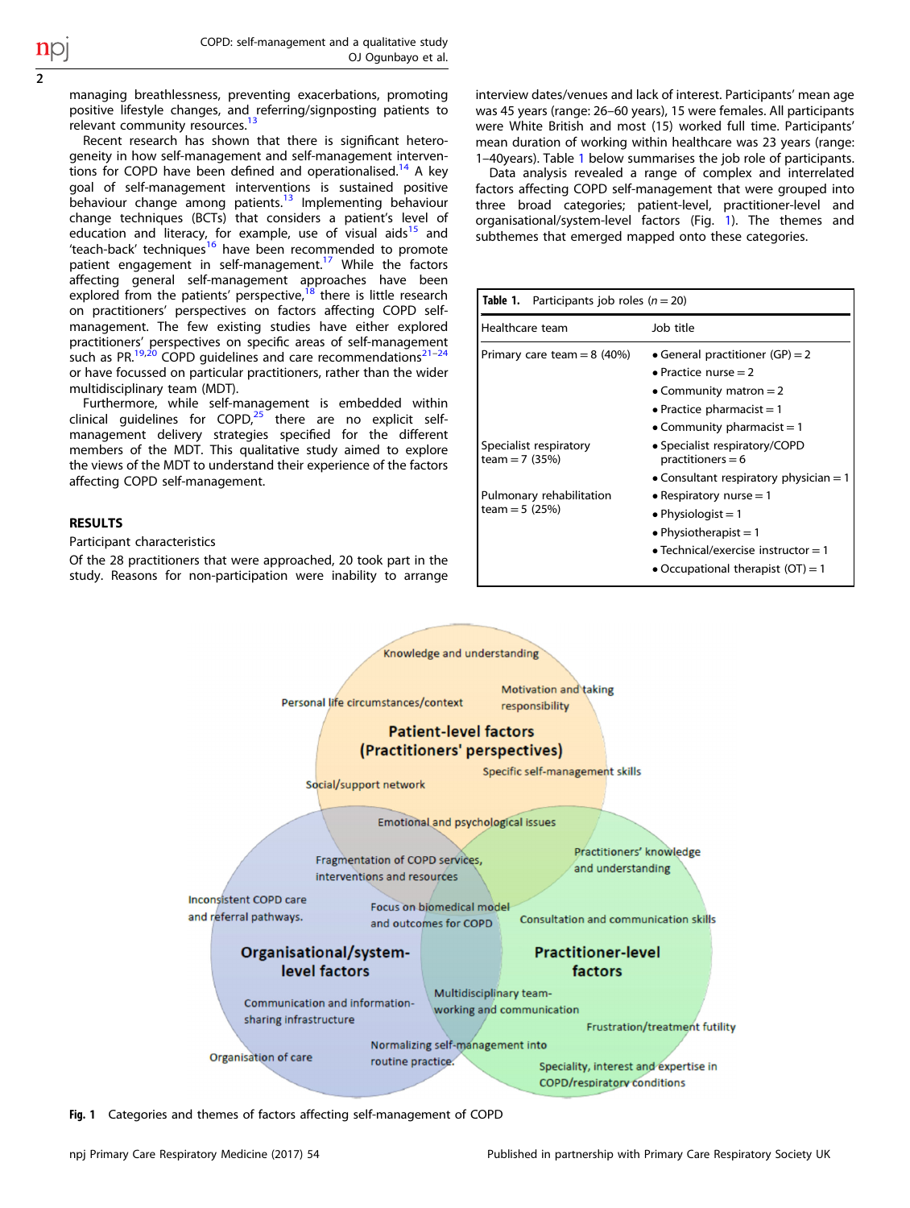managing breathlessness, preventing exacerbations, promoting positive lifestyle changes, and referring/signposting patients to relevant community resources.[13]

Recent research has shown that there is significant heterogeneity in how self-management and self-management interventions for COPD have been defined and operationalised.[14] A key goal of self-management interventions is sustained positive behaviour change among patients.[13] Implementing behaviour change techniques (BCTs) that considers a patient's level of education and literacy, for example, use of visual aids[15] and 'teach-back' techniques[16] have been recommended to promote patient engagement in self-management.[17] While the factors affecting general self-management approaches have been explored from the patients' perspective,[18] there is little research on practitioners' perspectives on factors affecting COPD self-management. The few existing studies have either explored practitioners' perspectives on specific areas of self-management such as PR.[19,20] COPD guidelines and care recommendations[21–24] or have focussed on particular practitioners, rather than the wider multidisciplinary team (MDT).

Furthermore, while self-management is embedded within clinical guidelines for COPD,[25] there are no explicit self-management delivery strategies specified for the different members of the MDT. This qualitative study aimed to explore the views of the MDT to understand their experience of the factors affecting COPD self-management.

## RESULTS

### Participant characteristics

Of the 28 practitioners that were approached, 20 took part in the study. Reasons for non-participation were inability to arrange interview dates/venues and lack of interest. Participants' mean age was 45 years (range: 26–60 years), 15 were females. All participants were White British and most (15) worked full time. Participants' mean duration of working within healthcare was 23 years (range: 1–40years). Table 1 below summarises the job role of participants.

Data analysis revealed a range of complex and interrelated factors affecting COPD self-management that were grouped into three broad categories; patient-level, practitioner-level and organisational/system-level factors (Fig. 1). The themes and subthemes that emerged mapped onto these categories.

**Table 1.** Participants job roles ($n = 20$)

| Healthcare team | Job title |
|---|---|
| Primary care team = 8 (40%) | • General practitioner (GP) = 2 |
| | • Practice nurse = 2 |
| | • Community matron = 2 |
| | • Practice pharmacist = 1 |
| | • Community pharmacist = 1 |
| Specialist respiratory team = 7 (35%) | • Specialist respiratory/COPD practitioners = 6 |
| | • Consultant respiratory physician = 1 |
| Pulmonary rehabilitation team = 5 (25%) | • Respiratory nurse = 1 |
| | • Physiologist = 1 |
| | • Physiotherapist = 1 |
| | • Technical/exercise instructor = 1 |
| | • Occupational therapist (OT) = 1 |

Patient-level factors (Practitioners' perspectives): Knowledge and understanding; Personal life circumstances/context; Motivation and taking responsibility; Specific self-management skills; Social/support network.

Patient-level and Organisational/system-level overlap: Fragmentation of COPD services, interventions and resources.

Patient-level and Practitioner-level overlap: Practitioners' knowledge and understanding.

All three categories: Emotional and psychological issues; Focus on biomedical model and outcomes for COPD.

Organisational/system-level factors: Inconsistent COPD care and referral pathways; Communication and information-sharing infrastructure; Organisation of care.

Organisational/system-level and Practitioner-level overlap: Multidisciplinary team-working and communication; Normalizing self-management into routine practice.

Practitioner-level factors: Consultation and communication skills; Frustration/treatment futility; Speciality, interest and expertise in COPD/respiratory conditions.

**Fig. 1** Categories and themes of factors affecting self-management of COPD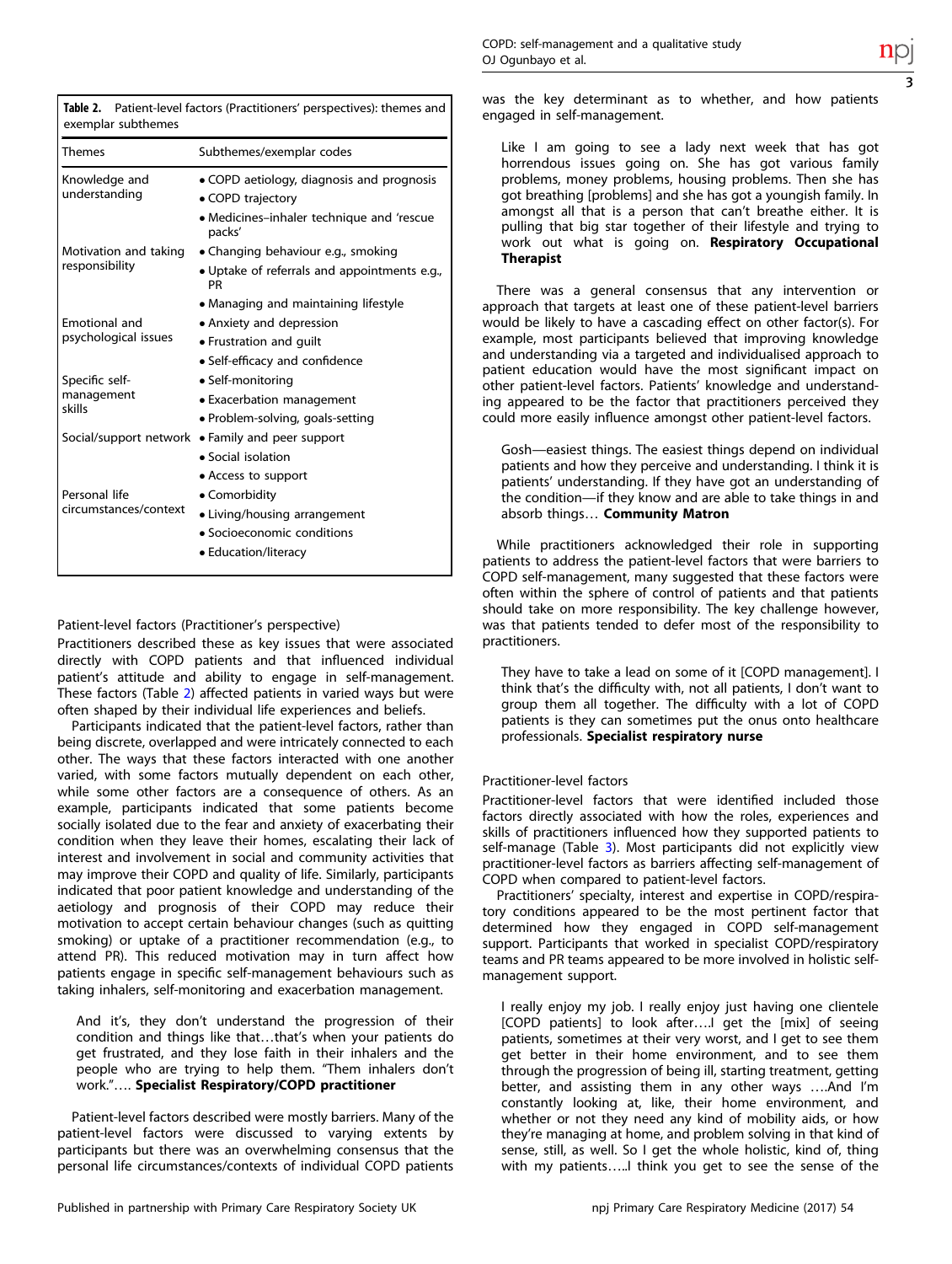**Table 2.** Patient-level factors (Practitioners' perspectives): themes and exemplar subthemes

| Themes | Subthemes/exemplar codes |
|---|---|
| Knowledge and understanding | • COPD aetiology, diagnosis and prognosis<br>• COPD trajectory<br>• Medicines–inhaler technique and 'rescue packs' |
| Motivation and taking responsibility | • Changing behaviour e.g., smoking<br>• Uptake of referrals and appointments e.g., PR<br>• Managing and maintaining lifestyle |
| Emotional and psychological issues | • Anxiety and depression<br>• Frustration and guilt<br>• Self-efficacy and confidence |
| Specific self-management skills | • Self-monitoring<br>• Exacerbation management<br>• Problem-solving, goals-setting |
| Social/support network | • Family and peer support<br>• Social isolation<br>• Access to support |
| Personal life circumstances/context | • Comorbidity<br>• Living/housing arrangement<br>• Socioeconomic conditions<br>• Education/literacy |

### Patient-level factors (Practitioner's perspective)

Practitioners described these as key issues that were associated directly with COPD patients and that influenced individual patient's attitude and ability to engage in self-management. These factors (Table 2) affected patients in varied ways but were often shaped by their individual life experiences and beliefs.

Participants indicated that the patient-level factors, rather than being discrete, overlapped and were intricately connected to each other. The ways that these factors interacted with one another varied, with some factors mutually dependent on each other, while some other factors are a consequence of others. As an example, participants indicated that some patients become socially isolated due to the fear and anxiety of exacerbating their condition when they leave their homes, escalating their lack of interest and involvement in social and community activities that may improve their COPD and quality of life. Similarly, participants indicated that poor patient knowledge and understanding of the aetiology and prognosis of their COPD may reduce their motivation to accept certain behaviour changes (such as quitting smoking) or uptake of a practitioner recommendation (e.g., to attend PR). This reduced motivation may in turn affect how patients engage in specific self-management behaviours such as taking inhalers, self-monitoring and exacerbation management.

> And it's, they don't understand the progression of their condition and things like that…that's when your patients do get frustrated, and they lose faith in their inhalers and the people who are trying to help them. "Them inhalers don't work."…. **Specialist Respiratory/COPD practitioner**

Patient-level factors described were mostly barriers. Many of the patient-level factors were discussed to varying extents by participants but there was an overwhelming consensus that the personal life circumstances/contexts of individual COPD patients was the key determinant as to whether, and how patients engaged in self-management.

> Like I am going to see a lady next week that has got horrendous issues going on. She has got various family problems, money problems, housing problems. Then she has got breathing [problems] and she has got a youngish family. In amongst all that is a person that can't breathe either. It is pulling that big star together of their lifestyle and trying to work out what is going on. **Respiratory Occupational Therapist**

There was a general consensus that any intervention or approach that targets at least one of these patient-level barriers would be likely to have a cascading effect on other factor(s). For example, most participants believed that improving knowledge and understanding via a targeted and individualised approach to patient education would have the most significant impact on other patient-level factors. Patients' knowledge and understanding appeared to be the factor that practitioners perceived they could more easily influence amongst other patient-level factors.

> Gosh—easiest things. The easiest things depend on individual patients and how they perceive and understanding. I think it is patients' understanding. If they have got an understanding of the condition—if they know and are able to take things in and absorb things… **Community Matron**

While practitioners acknowledged their role in supporting patients to address the patient-level factors that were barriers to COPD self-management, many suggested that these factors were often within the sphere of control of patients and that patients should take on more responsibility. The key challenge however, was that patients tended to defer most of the responsibility to practitioners.

> They have to take a lead on some of it [COPD management]. I think that's the difficulty with, not all patients, I don't want to group them all together. The difficulty with a lot of COPD patients is they can sometimes put the onus onto healthcare professionals. **Specialist respiratory nurse**

### Practitioner-level factors

Practitioner-level factors that were identified included those factors directly associated with how the roles, experiences and skills of practitioners influenced how they supported patients to self-manage (Table 3). Most participants did not explicitly view practitioner-level factors as barriers affecting self-management of COPD when compared to patient-level factors.

Practitioners' specialty, interest and expertise in COPD/respiratory conditions appeared to be the most pertinent factor that determined how they engaged in COPD self-management support. Participants that worked in specialist COPD/respiratory teams and PR teams appeared to be more involved in holistic self-management support.

> I really enjoy my job. I really enjoy just having one clientele [COPD patients] to look after….I get the [mix] of seeing patients, sometimes at their very worst, and I get to see them get better in their home environment, and to see them through the process of being ill, starting treatment, getting better, and assisting them in any other ways ….And I'm constantly looking at, like, their home environment, and whether or not they need any kind of mobility aids, or how they're managing at home, and problem solving in that kind of sense, still, as well. So I get the whole holistic, kind of, thing with my patients…..I think you get to see the sense of the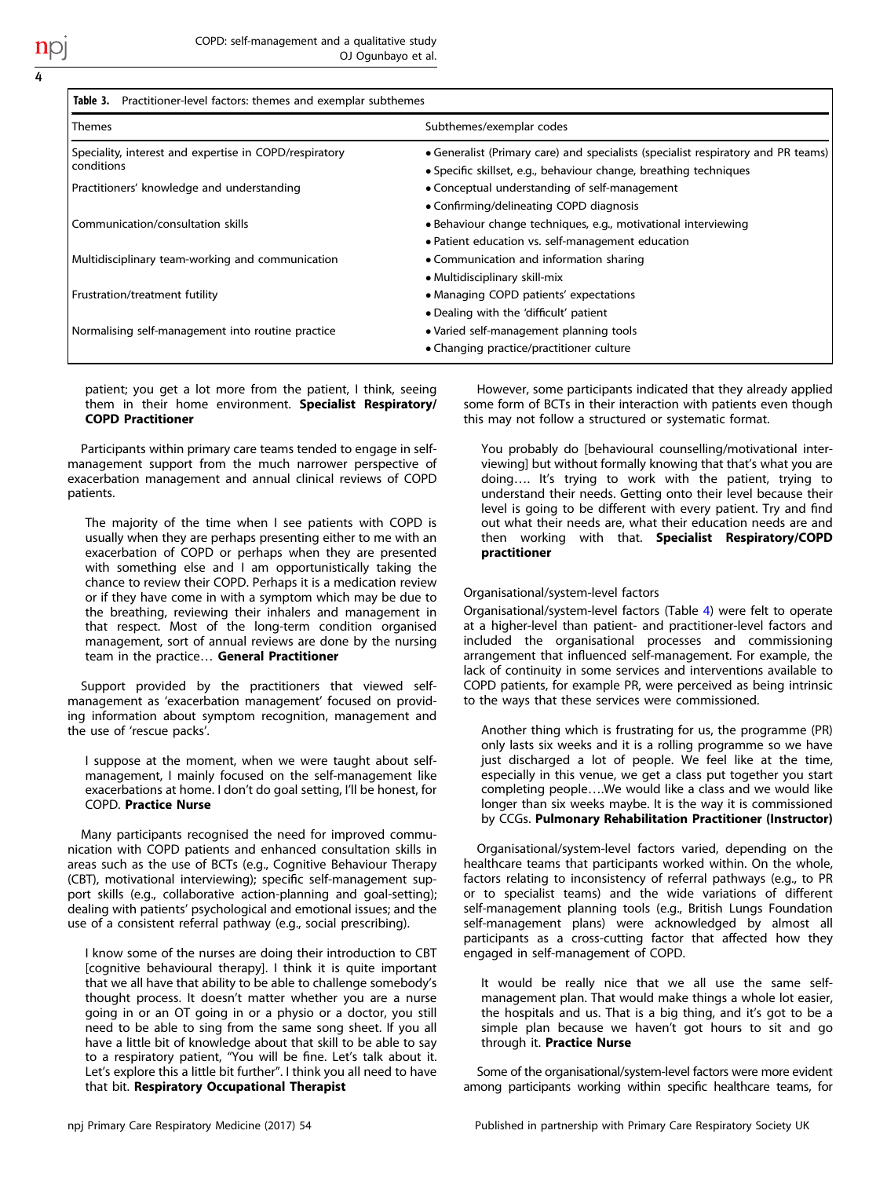**Table 3.** Practitioner-level factors: themes and exemplar subthemes

| Themes | Subthemes/exemplar codes |
| --- | --- |
| Speciality, interest and expertise in COPD/respiratory conditions | • Generalist (Primary care) and specialists (specialist respiratory and PR teams) |
| | • Specific skillset, e.g., behaviour change, breathing techniques |
| Practitioners' knowledge and understanding | • Conceptual understanding of self-management |
| | • Confirming/delineating COPD diagnosis |
| Communication/consultation skills | • Behaviour change techniques, e.g., motivational interviewing |
| | • Patient education vs. self-management education |
| Multidisciplinary team-working and communication | • Communication and information sharing |
| | • Multidisciplinary skill-mix |
| Frustration/treatment futility | • Managing COPD patients' expectations |
| | • Dealing with the 'difficult' patient |
| Normalising self-management into routine practice | • Varied self-management planning tools |
| | • Changing practice/practitioner culture |

> patient; you get a lot more from the patient, I think, seeing them in their home environment. **Specialist Respiratory/COPD Practitioner**

Participants within primary care teams tended to engage in self-management support from the much narrower perspective of exacerbation management and annual clinical reviews of COPD patients.

> The majority of the time when I see patients with COPD is usually when they are perhaps presenting either to me with an exacerbation of COPD or perhaps when they are presented with something else and I am opportunistically taking the chance to review their COPD. Perhaps it is a medication review or if they have come in with a symptom which may be due to the breathing, reviewing their inhalers and management in that respect. Most of the long-term condition organised management, sort of annual reviews are done by the nursing team in the practice… **General Practitioner**

Support provided by the practitioners that viewed self-management as 'exacerbation management' focused on providing information about symptom recognition, management and the use of 'rescue packs'.

> I suppose at the moment, when we were taught about self-management, I mainly focused on the self-management like exacerbations at home. I don't do goal setting, I'll be honest, for COPD. **Practice Nurse**

Many participants recognised the need for improved communication with COPD patients and enhanced consultation skills in areas such as the use of BCTs (e.g., Cognitive Behaviour Therapy (CBT), motivational interviewing); specific self-management support skills (e.g., collaborative action-planning and goal-setting); dealing with patients' psychological and emotional issues; and the use of a consistent referral pathway (e.g., social prescribing).

> I know some of the nurses are doing their introduction to CBT [cognitive behavioural therapy]. I think it is quite important that we all have that ability to be able to challenge somebody's thought process. It doesn't matter whether you are a nurse going in or an OT going in or a physio or a doctor, you still need to be able to sing from the same song sheet. If you all have a little bit of knowledge about that skill to be able to say to a respiratory patient, "You will be fine. Let's talk about it. Let's explore this a little bit further". I think you all need to have that bit. **Respiratory Occupational Therapist**

However, some participants indicated that they already applied some form of BCTs in their interaction with patients even though this may not follow a structured or systematic format.

> You probably do [behavioural counselling/motivational interviewing] but without formally knowing that that's what you are doing…. It's trying to work with the patient, trying to understand their needs. Getting onto their level because their level is going to be different with every patient. Try and find out what their needs are, what their education needs are and then working with that. **Specialist Respiratory/COPD practitioner**

### Organisational/system-level factors

Organisational/system-level factors (Table 4) were felt to operate at a higher-level than patient- and practitioner-level factors and included the organisational processes and commissioning arrangement that influenced self-management. For example, the lack of continuity in some services and interventions available to COPD patients, for example PR, were perceived as being intrinsic to the ways that these services were commissioned.

> Another thing which is frustrating for us, the programme (PR) only lasts six weeks and it is a rolling programme so we have just discharged a lot of people. We feel like at the time, especially in this venue, we get a class put together you start completing people….We would like a class and we would like longer than six weeks maybe. It is the way it is commissioned by CCGs. **Pulmonary Rehabilitation Practitioner (Instructor)**

Organisational/system-level factors varied, depending on the healthcare teams that participants worked within. On the whole, factors relating to inconsistency of referral pathways (e.g., to PR or to specialist teams) and the wide variations of different self-management planning tools (e.g., British Lungs Foundation self-management plans) were acknowledged by almost all participants as a cross-cutting factor that affected how they engaged in self-management of COPD.

> It would be really nice that we all use the same self-management plan. That would make things a whole lot easier, the hospitals and us. That is a big thing, and it's got to be a simple plan because we haven't got hours to sit and go through it. **Practice Nurse**

Some of the organisational/system-level factors were more evident among participants working within specific healthcare teams, for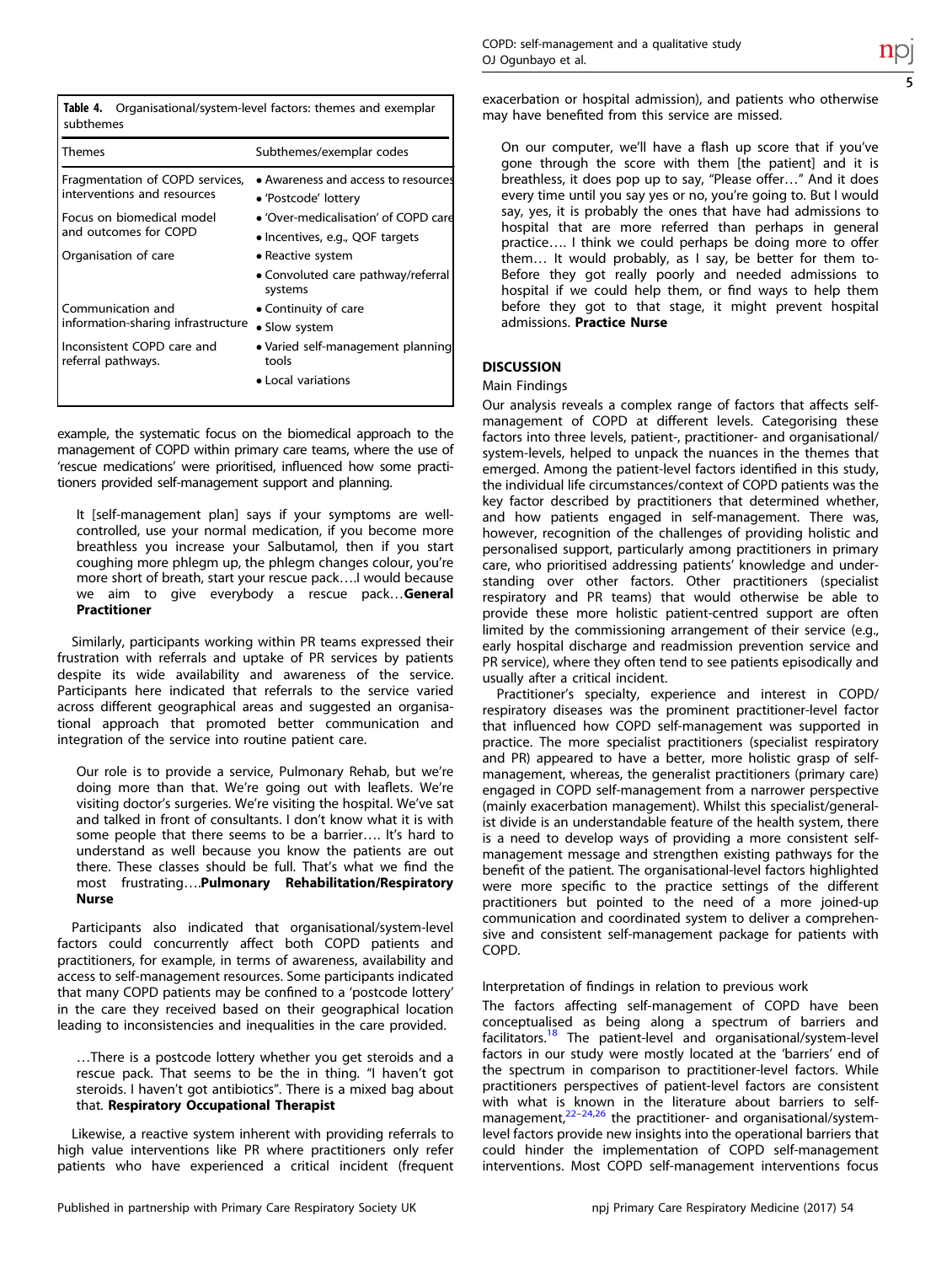**Table 4.** Organisational/system-level factors: themes and exemplar subthemes

| Themes | Subthemes/exemplar codes |
|---|---|
| Fragmentation of COPD services, interventions and resources | • Awareness and access to resources<br>• 'Postcode' lottery |
| Focus on biomedical model and outcomes for COPD | • 'Over-medicalisation' of COPD care<br>• Incentives, e.g., QOF targets |
| Organisation of care | • Reactive system<br>• Convoluted care pathway/referral systems |
| Communication and information-sharing infrastructure | • Continuity of care<br>• Slow system |
| Inconsistent COPD care and referral pathways. | • Varied self-management planning tools<br>• Local variations |

example, the systematic focus on the biomedical approach to the management of COPD within primary care teams, where the use of 'rescue medications' were prioritised, influenced how some practitioners provided self-management support and planning.

> It [self-management plan] says if your symptoms are well-controlled, use your normal medication, if you become more breathless you increase your Salbutamol, then if you start coughing more phlegm up, the phlegm changes colour, you're more short of breath, start your rescue pack….I would because we aim to give everybody a rescue pack…**General Practitioner**

Similarly, participants working within PR teams expressed their frustration with referrals and uptake of PR services by patients despite its wide availability and awareness of the service. Participants here indicated that referrals to the service varied across different geographical areas and suggested an organisational approach that promoted better communication and integration of the service into routine patient care.

> Our role is to provide a service, Pulmonary Rehab, but we're doing more than that. We're going out with leaflets. We're visiting doctor's surgeries. We're visiting the hospital. We've sat and talked in front of consultants. I don't know what it is with some people that there seems to be a barrier…. It's hard to understand as well because you know the patients are out there. These classes should be full. That's what we find the most frustrating….**Pulmonary Rehabilitation/Respiratory Nurse**

Participants also indicated that organisational/system-level factors could concurrently affect both COPD patients and practitioners, for example, in terms of awareness, availability and access to self-management resources. Some participants indicated that many COPD patients may be confined to a 'postcode lottery' in the care they received based on their geographical location leading to inconsistencies and inequalities in the care provided.

> …There is a postcode lottery whether you get steroids and a rescue pack. That seems to be the in thing. "I haven't got steroids. I haven't got antibiotics". There is a mixed bag about that. **Respiratory Occupational Therapist**

Likewise, a reactive system inherent with providing referrals to high value interventions like PR where practitioners only refer patients who have experienced a critical incident (frequent exacerbation or hospital admission), and patients who otherwise may have benefited from this service are missed.

> On our computer, we'll have a flash up score that if you've gone through the score with them [the patient] and it is breathless, it does pop up to say, "Please offer…" And it does every time until you say yes or no, you're going to. But I would say, yes, it is probably the ones that have had admissions to hospital that are more referred than perhaps in general practice…. I think we could perhaps be doing more to offer them… It would probably, as I say, be better for them to- Before they got really poorly and needed admissions to hospital if we could help them, or find ways to help them before they got to that stage, it might prevent hospital admissions. **Practice Nurse**

## DISCUSSION

### Main Findings

Our analysis reveals a complex range of factors that affects self-management of COPD at different levels. Categorising these factors into three levels, patient-, practitioner- and organisational/system-levels, helped to unpack the nuances in the themes that emerged. Among the patient-level factors identified in this study, the individual life circumstances/context of COPD patients was the key factor described by practitioners that determined whether, and how patients engaged in self-management. There was, however, recognition of the challenges of providing holistic and personalised support, particularly among practitioners in primary care, who prioritised addressing patients' knowledge and understanding over other factors. Other practitioners (specialist respiratory and PR teams) that would otherwise be able to provide these more holistic patient-centred support are often limited by the commissioning arrangement of their service (e.g., early hospital discharge and readmission prevention service and PR service), where they often tend to see patients episodically and usually after a critical incident.

Practitioner's specialty, experience and interest in COPD/respiratory diseases was the prominent practitioner-level factor that influenced how COPD self-management was supported in practice. The more specialist practitioners (specialist respiratory and PR) appeared to have a better, more holistic grasp of self-management, whereas, the generalist practitioners (primary care) engaged in COPD self-management from a narrower perspective (mainly exacerbation management). Whilst this specialist/generalist divide is an understandable feature of the health system, there is a need to develop ways of providing a more consistent self-management message and strengthen existing pathways for the benefit of the patient. The organisational-level factors highlighted were more specific to the practice settings of the different practitioners but pointed to the need of a more joined-up communication and coordinated system to deliver a comprehensive and consistent self-management package for patients with COPD.

### Interpretation of findings in relation to previous work

The factors affecting self-management of COPD have been conceptualised as being along a spectrum of barriers and facilitators.[18] The patient-level and organisational/system-level factors in our study were mostly located at the 'barriers' end of the spectrum in comparison to practitioner-level factors. While practitioners perspectives of patient-level factors are consistent with what is known in the literature about barriers to self-management,[22–24,26] the practitioner- and organisational/system-level factors provide new insights into the operational barriers that could hinder the implementation of COPD self-management interventions. Most COPD self-management interventions focus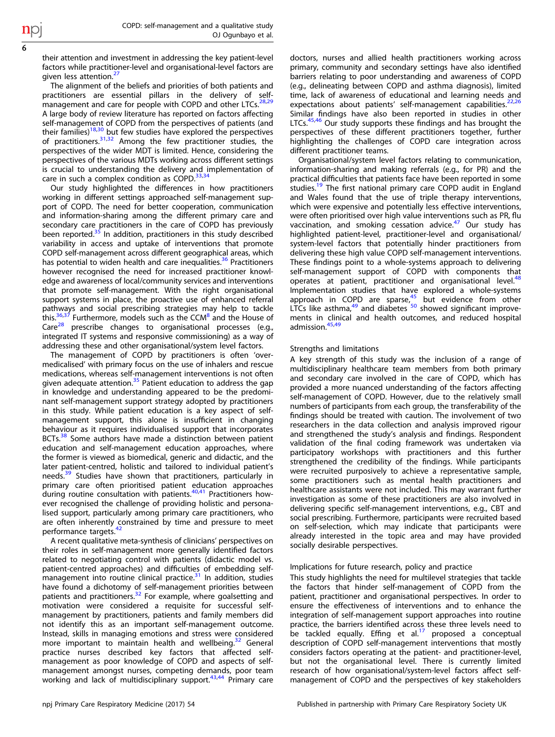their attention and investment in addressing the key patient-level factors while practitioner-level and organisational-level factors are given less attention.[27]

The alignment of the beliefs and priorities of both patients and practitioners are essential pillars in the delivery of self-management and care for people with COPD and other LTCs.[28,29] A large body of review literature has reported on factors affecting self-management of COPD from the perspectives of patients (and their families)[18,30] but few studies have explored the perspectives of practitioners.[31,32] Among the few practitioner studies, the perspectives of the wider MDT is limited. Hence, considering the perspectives of the various MDTs working across different settings is crucial to understanding the delivery and implementation of care in such a complex condition as COPD.[33,34]

Our study highlighted the differences in how practitioners working in different settings approached self-management support of COPD. The need for better cooperation, communication and information-sharing among the different primary care and secondary care practitioners in the care of COPD has previously been reported.[35] In addition, practitioners in this study described variability in access and uptake of interventions that promote COPD self-management across different geographical areas, which has potential to widen health and care inequalities.[36] Practitioners however recognised the need for increased practitioner knowledge and awareness of local/community services and interventions that promote self-management. With the right organisational support systems in place, the proactive use of enhanced referral pathways and social prescribing strategies may help to tackle this.[36,37] Furthermore, models such as the CCM[8] and the House of Care[28] prescribe changes to organisational processes (e.g., integrated IT systems and responsive commissioning) as a way of addressing these and other organisational/system level factors.

The management of COPD by practitioners is often 'over-medicalised' with primary focus on the use of inhalers and rescue medications, whereas self-management interventions is not often given adequate attention.[35] Patient education to address the gap in knowledge and understanding appeared to be the predominant self-management support strategy adopted by practitioners in this study. While patient education is a key aspect of self-management support, this alone is insufficient in changing behaviour as it requires individualised support that incorporates BCTs.[38] Some authors have made a distinction between patient education and self-management education approaches, where the former is viewed as biomedical, generic and didactic, and the later patient-centred, holistic and tailored to individual patient's needs.[39] Studies have shown that practitioners, particularly in primary care often prioritised patient education approaches during routine consultation with patients.[40,41] Practitioners however recognised the challenge of providing holistic and personalised support, particularly among primary care practitioners, who are often inherently constrained by time and pressure to meet performance targets.[42]

A recent qualitative meta-synthesis of clinicians' perspectives on their roles in self-management more generally identified factors related to negotiating control with patients (didactic model vs. patient-centred approaches) and difficulties of embedding self-management into routine clinical practice.[31] In addition, studies have found a dichotomy of self-management priorities between patients and practitioners.[32] For example, where goalsetting and motivation were considered a requisite for successful self-management by practitioners, patients and family members did not identify this as an important self-management outcome. Instead, skills in managing emotions and stress were considered more important to maintain health and wellbeing.[32] General practice nurses described key factors that affected self-management as poor knowledge of COPD and aspects of self-management amongst nurses, competing demands, poor team working and lack of multidisciplinary support.[43,44] Primary care doctors, nurses and allied health practitioners working across primary, community and secondary settings have also identified barriers relating to poor understanding and awareness of COPD (e.g., delineating between COPD and asthma diagnosis), limited time, lack of awareness of educational and learning needs and expectations about patients' self-management capabilities.[22,26] Similar findings have also been reported in studies in other LTCs.[45,46] Our study supports these findings and has brought the perspectives of these different practitioners together, further highlighting the challenges of COPD care integration across different practitioner teams.

Organisational/system level factors relating to communication, information-sharing and making referrals (e.g., for PR) and the practical difficulties that patients face have been reported in some studies.[19] The first national primary care COPD audit in England and Wales found that the use of triple therapy interventions, which were expensive and potentially less effective interventions, were often prioritised over high value interventions such as PR, flu vaccination, and smoking cessation advice.[47] Our study has highlighted patient-level, practitioner-level and organisational/system-level factors that potentially hinder practitioners from delivering these high value COPD self-management interventions. These findings point to a whole-systems approach to delivering self-management support of COPD with components that operates at patient, practitioner and organisational level.[48] Implementation studies that have explored a whole-systems approach in COPD are sparse,[45] but evidence from other LTCs like asthma,[49] and diabetes [50] showed significant improvements in clinical and health outcomes, and reduced hospital admission.[45,49]

### Strengths and limitations

A key strength of this study was the inclusion of a range of multidisciplinary healthcare team members from both primary and secondary care involved in the care of COPD, which has provided a more nuanced understanding of the factors affecting self-management of COPD. However, due to the relatively small numbers of participants from each group, the transferability of the findings should be treated with caution. The involvement of two researchers in the data collection and analysis improved rigour and strengthened the study's analysis and findings. Respondent validation of the final coding framework was undertaken via participatory workshops with practitioners and this further strengthened the credibility of the findings. While participants were recruited purposively to achieve a representative sample, some practitioners such as mental health practitioners and healthcare assistants were not included. This may warrant further investigation as some of these practitioners are also involved in delivering specific self-management interventions, e.g., CBT and social prescribing. Furthermore, participants were recruited based on self-selection, which may indicate that participants were already interested in the topic area and may have provided socially desirable perspectives.

### Implications for future research, policy and practice

This study highlights the need for multilevel strategies that tackle the factors that hinder self-management of COPD from the patient, practitioner and organisational perspectives. In order to ensure the effectiveness of interventions and to enhance the integration of self-management support approaches into routine practice, the barriers identified across these three levels need to be tackled equally. Effing et al.[17] proposed a conceptual description of COPD self-management interventions that mostly considers factors operating at the patient- and practitioner-level, but not the organisational level. There is currently limited research of how organisational/system-level factors affect self-management of COPD and the perspectives of key stakeholders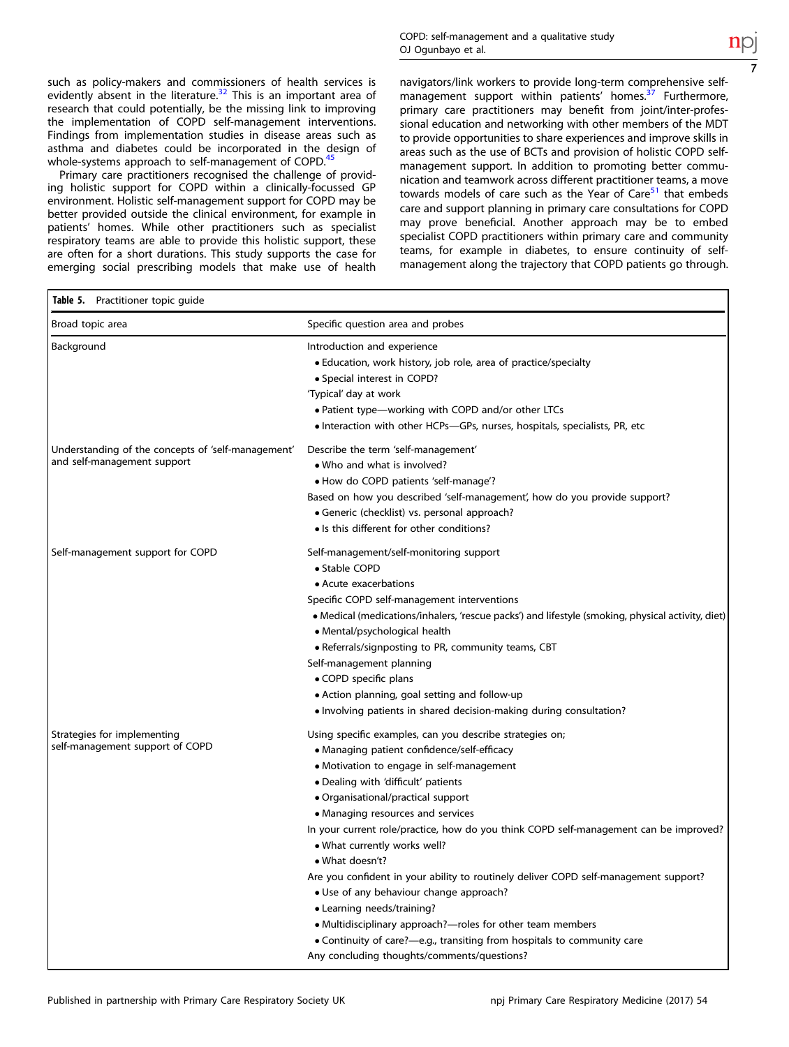such as policy-makers and commissioners of health services is evidently absent in the literature.[32] This is an important area of research that could potentially, be the missing link to improving the implementation of COPD self-management interventions. Findings from implementation studies in disease areas such as asthma and diabetes could be incorporated in the design of whole-systems approach to self-management of COPD.[45]

Primary care practitioners recognised the challenge of providing holistic support for COPD within a clinically-focussed GP environment. Holistic self-management support for COPD may be better provided outside the clinical environment, for example in patients' homes. While other practitioners such as specialist respiratory teams are able to provide this holistic support, these are often for a short durations. This study supports the case for emerging social prescribing models that make use of health navigators/link workers to provide long-term comprehensive self-management support within patients' homes.[37] Furthermore, primary care practitioners may benefit from joint/inter-professional education and networking with other members of the MDT to provide opportunities to share experiences and improve skills in areas such as the use of BCTs and provision of holistic COPD self-management support. In addition to promoting better communication and teamwork across different practitioner teams, a move towards models of care such as the Year of Care[51] that embeds care and support planning in primary care consultations for COPD may prove beneficial. Another approach may be to embed specialist COPD practitioners within primary care and community teams, for example in diabetes, to ensure continuity of self-management along the trajectory that COPD patients go through.

**Table 5.** Practitioner topic guide

| Broad topic area | Specific question area and probes |
|---|---|
| Background | Introduction and experience<br>• Education, work history, job role, area of practice/specialty<br>• Special interest in COPD?<br>'Typical' day at work<br>• Patient type—working with COPD and/or other LTCs<br>• Interaction with other HCPs—GPs, nurses, hospitals, specialists, PR, etc |
| Understanding of the concepts of 'self-management' and self-management support | Describe the term 'self-management'<br>• Who and what is involved?<br>• How do COPD patients 'self-manage'?<br>Based on how you described 'self-management', how do you provide support?<br>• Generic (checklist) vs. personal approach?<br>• Is this different for other conditions? |
| Self-management support for COPD | Self-management/self-monitoring support<br>• Stable COPD<br>• Acute exacerbations<br>Specific COPD self-management interventions<br>• Medical (medications/inhalers, 'rescue packs') and lifestyle (smoking, physical activity, diet)<br>• Mental/psychological health<br>• Referrals/signposting to PR, community teams, CBT<br>Self-management planning<br>• COPD specific plans<br>• Action planning, goal setting and follow-up<br>• Involving patients in shared decision-making during consultation? |
| Strategies for implementing self-management support of COPD | Using specific examples, can you describe strategies on;<br>• Managing patient confidence/self-efficacy<br>• Motivation to engage in self-management<br>• Dealing with 'difficult' patients<br>• Organisational/practical support<br>• Managing resources and services<br>In your current role/practice, how do you think COPD self-management can be improved?<br>• What currently works well?<br>• What doesn't?<br>Are you confident in your ability to routinely deliver COPD self-management support?<br>• Use of any behaviour change approach?<br>• Learning needs/training?<br>• Multidisciplinary approach?—roles for other team members<br>• Continuity of care?—e.g., transiting from hospitals to community care<br>Any concluding thoughts/comments/questions? |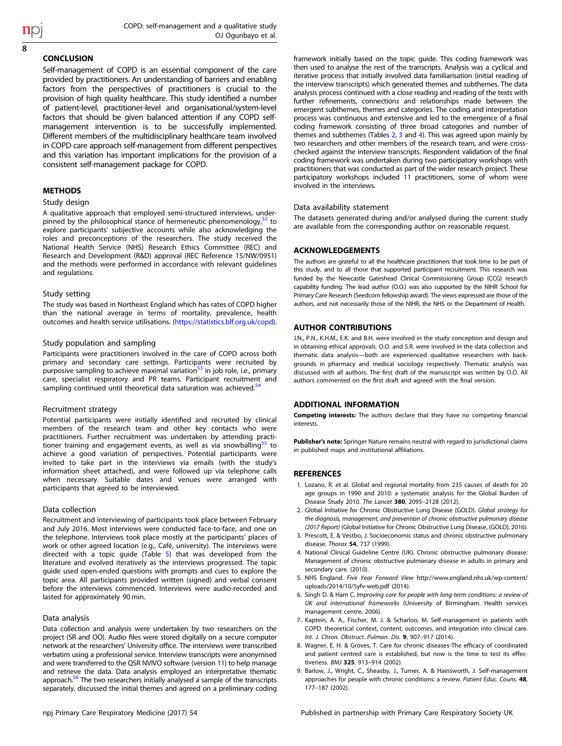## CONCLUSION

Self-management of COPD is an essential component of the care provided by practitioners. An understanding of barriers and enabling factors from the perspectives of practitioners is crucial to the provision of high quality healthcare. This study identified a number of patient-level, practitioner-level and organisational/system-level factors that should be given balanced attention if any COPD self-management intervention is to be successfully implemented. Different members of the multidisciplinary healthcare team involved in COPD care approach self-management from different perspectives and this variation has important implications for the provision of a consistent self-management package for COPD.

## METHODS

### Study design

A qualitative approach that employed semi-structured interviews, underpinned by the philosophical stance of hermeneutic phenomenology,[52] to explore participants' subjective accounts while also acknowledging the roles and preconceptions of the researchers. The study received the National Health Service (NHS) Research Ethics Committee (REC) and Research and Development (R&D) approval (REC Reference 15/NW/0951) and the methods were performed in accordance with relevant guidelines and regulations.

### Study setting

The study was based in Northeast England which has rates of COPD higher than the national average in terms of mortality, prevalence, health outcomes and health service utilisations. (https://statistics.blf.org.uk/copd).

### Study population and sampling

Participants were practitioners involved in the care of COPD across both primary and secondary care settings. Participants were recruited by purposive sampling to achieve maximal variation[53] in job role, i.e., primary care, specialist respiratory and PR teams. Participant recruitment and sampling continued until theoretical data saturation was achieved.[54]

### Recruitment strategy

Potential participants were initially identified and recruited by clinical members of the research team and other key contacts who were practitioners. Further recruitment was undertaken by attending practitioner training and engagement events, as well as via snowballing[55] to achieve a good variation of perspectives. Potential participants were invited to take part in the interviews via emails (with the study's information sheet attached), and were followed up via telephone calls when necessary. Suitable dates and venues were arranged with participants that agreed to be interviewed.

### Data collection

Recruitment and interviewing of participants took place between February and July 2016. Most interviews were conducted face-to-face, and one on the telephone. Interviews took place mostly at the participants' places of work or other agreed location (e.g., Café, university). The interviews were directed with a topic guide (Table 5) that was developed from the literature and evolved iteratively as the interviews progressed. The topic guide used open-ended questions with prompts and cues to explore the topic area. All participants provided written (signed) and verbal consent before the interviews commenced. Interviews were audio-recorded and lasted for approximately 90 min.

### Data analysis

Data collection and analysis were undertaken by two researchers on the project (SR and OO). Audio files were stored digitally on a secure computer network at the researchers' University office. The interviews were transcribed verbatim using a professional service. Interview transcripts were anonymised and were transferred to the QSR NVIVO software (version 11) to help manage and retrieve the data. Data analysis employed an interpretative thematic approach.[56] The two researchers initially analysed a sample of the transcripts separately, discussed the initial themes and agreed on a preliminary coding framework initially based on the topic guide. This coding framework was then used to analyse the rest of the transcripts. Analysis was a cyclical and iterative process that initially involved data familiarisation (initial reading of the interview transcripts) which generated themes and subthemes. The data analysis process continued with a close reading and reading of the texts with further refinements, connections and relationships made between the emergent subthemes, themes and categories. The coding and interpretation process was continuous and extensive and led to the emergence of a final coding framework consisting of three broad categories and number of themes and subthemes (Tables 2, 3 and 4). This was agreed upon mainly by two researchers and other members of the research team, and were cross-checked against the interview transcripts. Respondent validation of the final coding framework was undertaken during two participatory workshops with practitioners that was conducted as part of the wider research project. These participatory workshops included 11 practitioners, some of whom were involved in the interviews.

### Data availability statement

The datasets generated during and/or analysed during the current study are available from the corresponding author on reasonable request.

## ACKNOWLEDGEMENTS

The authors are grateful to all the healthcare practitioners that took time to be part of this study, and to all those that supported participant recruitment. This research was funded by the Newcastle Gateshead Clinical Commissioning Group (CCG) research capability funding. The lead author (O.O.) was also supported by the NIHR School for Primary Care Research (Seedcorn fellowship award). The views expressed are those of the authors, and not necessarily those of the NIHR, the NHS or the Department of Health.

## AUTHOR CONTRIBUTIONS

J.N., P.N., K.H.M., E.K. and B.H. were involved in the study conception and design and in obtaining ethical approvals. O.O. and S.R. were involved in the data collection and thematic data analysis—both are experienced qualitative researchers with backgrounds in pharmacy and medical sociology respectively. Thematic analysis was discussed with all authors. The first draft of the manuscript was written by O.O. All authors commented on the first draft and agreed with the final version.

## ADDITIONAL INFORMATION

**Competing interests:** The authors declare that they have no competing financial interests.

**Publisher's note:** Springer Nature remains neutral with regard to jurisdictional claims in published maps and institutional affiliations.

## REFERENCES

1. Lozano, R. et al. Global and regional mortality from 235 causes of death for 20 age groups in 1990 and 2010: a systematic analysis for the Global Burden of Disease Study 2010. *The Lancet* **380**, 2095–2128 (2012).
2. Global Initiative for Chronic Obstructive Lung Disease (GOLD). *Global strategy for the diagnosis, management, and prevention of chronic obstructive pulmonary disease (2017 Report)* (Global Initiative for Chronic Obstructive Lung Disease, (GOLD), 2016).
3. Prescott, E. & Vestbo, J. Socioeconomic status and chronic obstructive pulmonary disease. *Thorax* **54**, 737 (1999).
4. National Clinical Guideline Centre (UK). Chronic obstructive pulmonary disease: Management of chronic obstructive pulmonary disease in adults in primary and secondary care. (2010).
5. NHS England. *Five Year Forward View* http://www.england.nhs.uk/wp-content/uploads/2014/10/5yfv-web.pdf (2014).
6. Singh D. & Ham C. *Improving care for people with long-term conditions: a review of UK and international frameworks* (University of Birmingham. Health services management centre, 2006).
7. Kaptein, A. A., Fischer, M. J. & Scharloo, M. Self-management in patients with COPD: theoretical context, content, outcomes, and integration into clinical care. *Int. J. Chron. Obstruct. Pulmon. Dis.* **9**, 907–917 (2014).
8. Wagner, E. H. & Groves, T. Care for chronic diseases-The efficacy of coordinated and patient centred care is established, but now is the time to test its effectiveness. *BMJ* **325**, 913–914 (2002).
9. Barlow, J., Wright, C., Sheasby, J., Turner, A. & Hainsworth, J. Self-management approaches for people with chronic conditions: a review. *Patient Educ. Couns.* **48**, 177–187 (2002).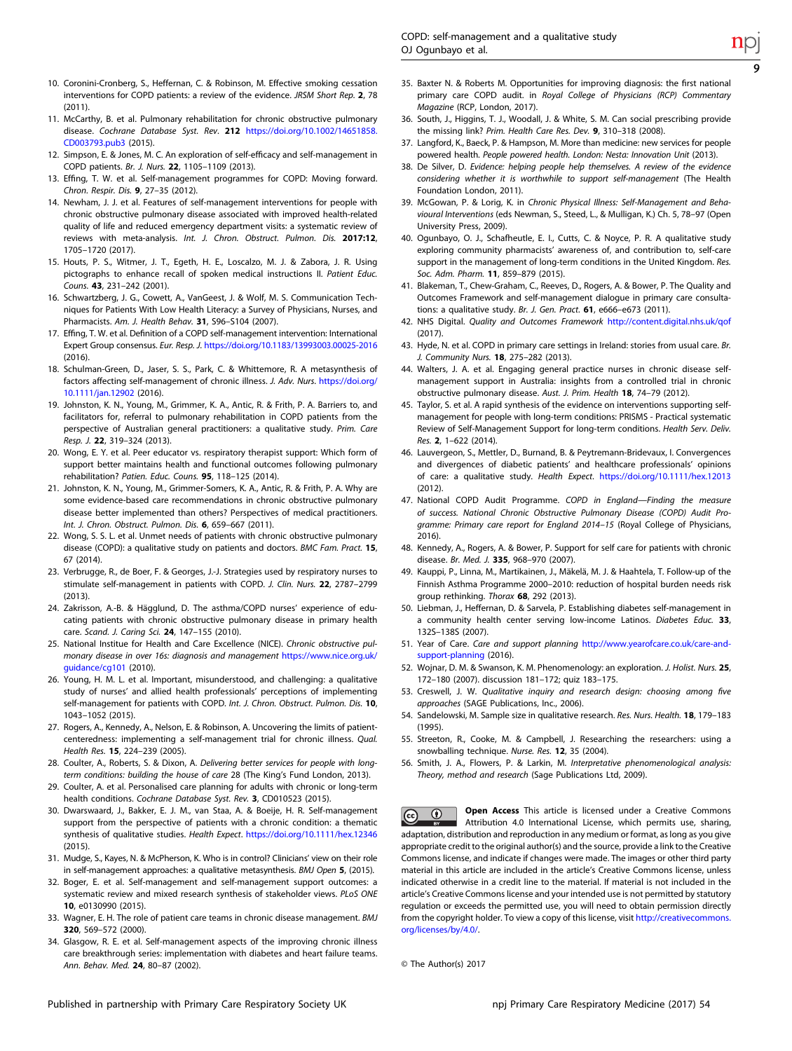10. Coronini-Cronberg, S., Heffernan, C. & Robinson, M. Effective smoking cessation interventions for COPD patients: a review of the evidence. *JRSM Short Rep*. **2**, 78 (2011).
11. McCarthy, B. et al. Pulmonary rehabilitation for chronic obstructive pulmonary disease. *Cochrane Database Syst. Rev*. **212** https://doi.org/10.1002/14651858.CD003793.pub3 (2015).
12. Simpson, E. & Jones, M. C. An exploration of self-efficacy and self-management in COPD patients. *Br. J. Nurs*. **22**, 1105–1109 (2013).
13. Effing, T. W. et al. Self-management programmes for COPD: Moving forward. *Chron. Respir. Dis*. **9**, 27–35 (2012).
14. Newham, J. J. et al. Features of self-management interventions for people with chronic obstructive pulmonary disease associated with improved health-related quality of life and reduced emergency department visits: a systematic review of reviews with meta-analysis. *Int. J. Chron. Obstruct. Pulmon. Dis*. **2017:12**, 1705–1720 (2017).
15. Houts, P. S., Witmer, J. T., Egeth, H. E., Loscalzo, M. J. & Zabora, J. R. Using pictographs to enhance recall of spoken medical instructions II. *Patient Educ. Couns*. **43**, 231–242 (2001).
16. Schwartzberg, J. G., Cowett, A., VanGeest, J. & Wolf, M. S. Communication Techniques for Patients With Low Health Literacy: a Survey of Physicians, Nurses, and Pharmacists. *Am. J. Health Behav*. **31**, S96–S104 (2007).
17. Effing, T. W. et al. Definition of a COPD self-management intervention: International Expert Group consensus. *Eur. Resp. J*. https://doi.org/10.1183/13993003.00025-2016 (2016).
18. Schulman-Green, D., Jaser, S. S., Park, C. & Whittemore, R. A metasynthesis of factors affecting self-management of chronic illness. *J. Adv. Nurs*. https://doi.org/10.1111/jan.12902 (2016).
19. Johnston, K. N., Young, M., Grimmer, K. A., Antic, R. & Frith, P. A. Barriers to, and facilitators for, referral to pulmonary rehabilitation in COPD patients from the perspective of Australian general practitioners: a qualitative study. *Prim. Care Resp. J*. **22**, 319–324 (2013).
20. Wong, E. Y. et al. Peer educator vs. respiratory therapist support: Which form of support better maintains health and functional outcomes following pulmonary rehabilitation? *Patien. Educ. Couns*. **95**, 118–125 (2014).
21. Johnston, K. N., Young, M., Grimmer-Somers, K. A., Antic, R. & Frith, P. A. Why are some evidence-based care recommendations in chronic obstructive pulmonary disease better implemented than others? Perspectives of medical practitioners. *Int. J. Chron. Obstruct. Pulmon. Dis*. **6**, 659–667 (2011).
22. Wong, S. S. L. et al. Unmet needs of patients with chronic obstructive pulmonary disease (COPD): a qualitative study on patients and doctors. *BMC Fam. Pract*. **15**, 67 (2014).
23. Verbrugge, R., de Boer, F. & Georges, J.-J. Strategies used by respiratory nurses to stimulate self-management in patients with COPD. *J. Clin. Nurs*. **22**, 2787–2799 (2013).
24. Zakrisson, A.-B. & Hägglund, D. The asthma/COPD nurses' experience of educating patients with chronic obstructive pulmonary disease in primary health care. *Scand. J. Caring Sci*. **24**, 147–155 (2010).
25. National Institue for Health and Care Excellence (NICE). *Chronic obstructive pulmonary disease in over 16s: diagnosis and management* https://www.nice.org.uk/guidance/cg101 (2010).
26. Young, H. M. L. et al. Important, misunderstood, and challenging: a qualitative study of nurses' and allied health professionals' perceptions of implementing self-management for patients with COPD. *Int. J. Chron. Obstruct. Pulmon. Dis*. **10**, 1043–1052 (2015).
27. Rogers, A., Kennedy, A., Nelson, E. & Robinson, A. Uncovering the limits of patient-centeredness: implementing a self-management trial for chronic illness. *Qual. Health Res*. **15**, 224–239 (2005).
28. Coulter, A., Roberts, S. & Dixon, A. *Delivering better services for people with long-term conditions: building the house of care* 28 (The King's Fund London, 2013).
29. Coulter, A. et al. Personalised care planning for adults with chronic or long-term health conditions. *Cochrane Database Syst. Rev*. **3**, CD010523 (2015).
30. Dwarswaard, J., Bakker, E. J. M., van Staa, A. & Boeije, H. R. Self-management support from the perspective of patients with a chronic condition: a thematic synthesis of qualitative studies. *Health Expect*. https://doi.org/10.1111/hex.12346 (2015).
31. Mudge, S., Kayes, N. & McPherson, K. Who is in control? Clinicians' view on their role in self-management approaches: a qualitative metasynthesis. *BMJ Open* **5**, (2015).
32. Boger, E. et al. Self-management and self-management support outcomes: a systematic review and mixed research synthesis of stakeholder views. *PLoS ONE* **10**, e0130990 (2015).
33. Wagner, E. H. The role of patient care teams in chronic disease management. *BMJ* **320**, 569–572 (2000).
34. Glasgow, R. E. et al. Self-management aspects of the improving chronic illness care breakthrough series: implementation with diabetes and heart failure teams. *Ann. Behav. Med*. **24**, 80–87 (2002).
35. Baxter N. & Roberts M. Opportunities for improving diagnosis: the first national primary care COPD audit. in *Royal College of Physicians (RCP) Commentary Magazine* (RCP, London, 2017).
36. South, J., Higgins, T. J., Woodall, J. & White, S. M. Can social prescribing provide the missing link? *Prim. Health Care Res. Dev*. **9**, 310–318 (2008).
37. Langford, K., Baeck, P. & Hampson, M. More than medicine: new services for people powered health. *People powered health. London: Nesta: Innovation Unit* (2013).
38. De Silver, D. *Evidence: helping people help themselves. A review of the evidence considering whether it is worthwhile to support self-management* (The Health Foundation London, 2011).
39. McGowan, P. & Lorig, K. in *Chronic Physical Illness: Self-Management and Behavioural Interventions* (eds Newman, S., Steed, L., & Mulligan, K.) Ch. 5, 78–97 (Open University Press, 2009).
40. Ogunbayo, O. J., Schafheutle, E. I., Cutts, C. & Noyce, P. R. A qualitative study exploring community pharmacists' awareness of, and contribution to, self-care support in the management of long-term conditions in the United Kingdom. *Res. Soc. Adm. Pharm*. **11**, 859–879 (2015).
41. Blakeman, T., Chew-Graham, C., Reeves, D., Rogers, A. & Bower, P. The Quality and Outcomes Framework and self-management dialogue in primary care consultations: a qualitative study. *Br. J. Gen. Pract*. **61**, e666–e673 (2011).
42. NHS Digital. *Quality and Outcomes Framework* http://content.digital.nhs.uk/qof (2017).
43. Hyde, N. et al. COPD in primary care settings in Ireland: stories from usual care. *Br. J. Community Nurs*. **18**, 275–282 (2013).
44. Walters, J. A. et al. Engaging general practice nurses in chronic disease self-management support in Australia: insights from a controlled trial in chronic obstructive pulmonary disease. *Aust. J. Prim. Health* **18**, 74–79 (2012).
45. Taylor, S. et al. A rapid synthesis of the evidence on interventions supporting self-management for people with long-term conditions: PRISMS - Practical systematic Review of Self-Management Support for long-term conditions. *Health Serv. Deliv. Res*. **2**, 1–622 (2014).
46. Lauvergeon, S., Mettler, D., Burnand, B. & Peytremann-Bridevaux, I. Convergences and divergences of diabetic patients' and healthcare professionals' opinions of care: a qualitative study. *Health Expect*. https://doi.org/10.1111/hex.12013 (2012).
47. National COPD Audit Programme. *COPD in England—Finding the measure of success. National Chronic Obstructive Pulmonary Disease (COPD) Audit Programme: Primary care report for England 2014–15* (Royal College of Physicians, 2016).
48. Kennedy, A., Rogers, A. & Bower, P. Support for self care for patients with chronic disease. *Br. Med. J*. **335**, 968–970 (2007).
49. Kauppi, P., Linna, M., Martikainen, J., Mäkelä, M. J. & Haahtela, T. Follow-up of the Finnish Asthma Programme 2000–2010: reduction of hospital burden needs risk group rethinking. *Thorax* **68**, 292 (2013).
50. Liebman, J., Heffernan, D. & Sarvela, P. Establishing diabetes self-management in a community health center serving low-income Latinos. *Diabetes Educ*. **33**, 132S–138S (2007).
51. Year of Care. *Care and support planning* http://www.yearofcare.co.uk/care-and-support-planning (2016).
52. Wojnar, D. M. & Swanson, K. M. Phenomenology: an exploration. *J. Holist. Nurs*. **25**, 172–180 (2007). discussion 181–172; quiz 183–175.
53. Creswell, J. W. *Qualitative inquiry and research design: choosing among five approaches* (SAGE Publications, Inc., 2006).
54. Sandelowski, M. Sample size in qualitative research. *Res. Nurs. Health*. **18**, 179–183 (1995).
55. Streeton, R., Cooke, M. & Campbell, J. Researching the researchers: using a snowballing technique. *Nurse. Res*. **12**, 35 (2004).
56. Smith, J. A., Flowers, P. & Larkin, M. *Interpretative phenomenological analysis: Theory, method and research* (Sage Publications Ltd, 2009).

**Open Access** This article is licensed under a Creative Commons Attribution 4.0 International License, which permits use, sharing, adaptation, distribution and reproduction in any medium or format, as long as you give appropriate credit to the original author(s) and the source, provide a link to the Creative Commons license, and indicate if changes were made. The images or other third party material in this article are included in the article's Creative Commons license, unless indicated otherwise in a credit line to the material. If material is not included in the article's Creative Commons license and your intended use is not permitted by statutory regulation or exceeds the permitted use, you will need to obtain permission directly from the copyright holder. To view a copy of this license, visit http://creativecommons.org/licenses/by/4.0/.

© The Author(s) 2017